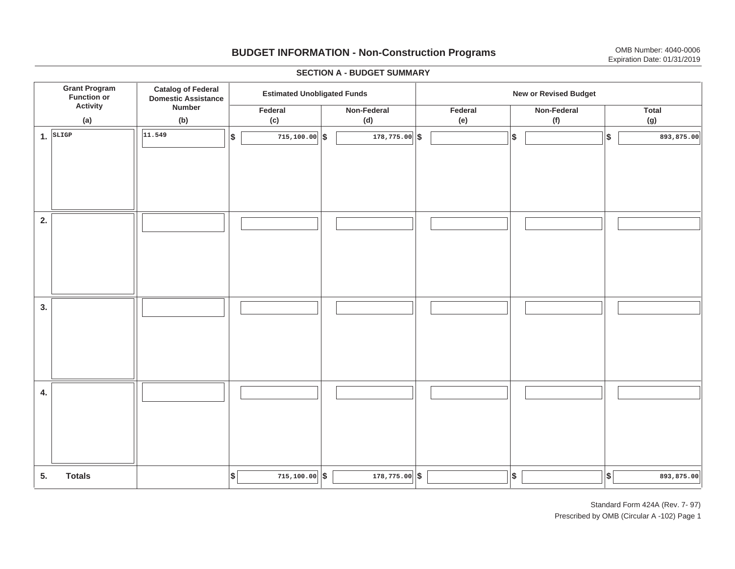# BUDGET INFORMATION - Non-Construction Programs

OMB Number: 4040-0006
Expiration Date: 01/31/2019

## SECTION A - BUDGET SUMMARY

| Grant Program Function or Activity (a) | Catalog of Federal Domestic Assistance Number (b) | Estimated Unobligated Funds | | New or Revised Budget | | |
|---|---|---|---|---|---|---|
| | | Federal (c) | Non-Federal (d) | Federal (e) | Non-Federal (f) | Total (g) |
| 1. SLIGP | 11.549 | $ 715,100.00 | $ 178,775.00 | $ | $ | $ 893,875.00 |
| 2. | | | | | | |
| 3. | | | | | | |
| 4. | | | | | | |
| 5. **Totals** | | $ 715,100.00 | $ 178,775.00 | $ | $ | $ 893,875.00 |

Standard Form 424A (Rev. 7- 97)
Prescribed by OMB (Circular A -102) Page 1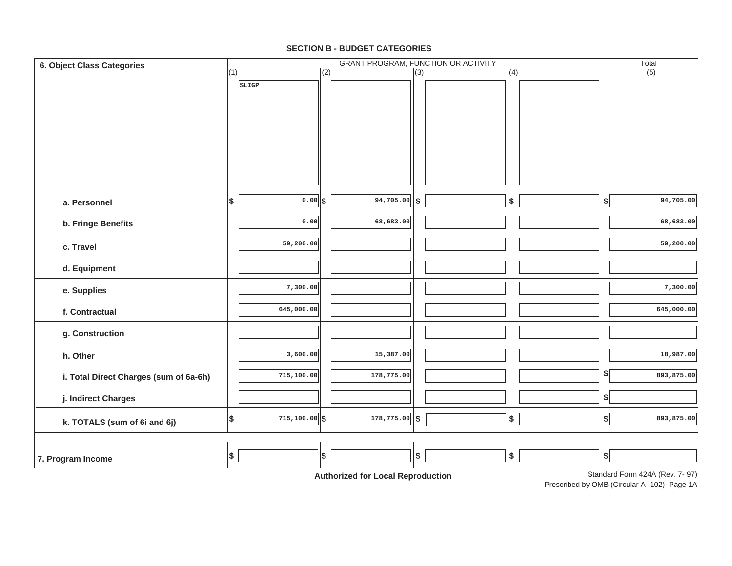## SECTION B - BUDGET CATEGORIES

| 6. Object Class Categories | GRANT PROGRAM, FUNCTION OR ACTIVITY | | | | Total |
|---|---|---|---|---|---|
| | (1) SLIGP | (2) | (3) | (4) | (5) |
| a. Personnel | $ 0.00 | $ 94,705.00 | $ | $ | $ 94,705.00 |
| b. Fringe Benefits | 0.00 | 68,683.00 | | | 68,683.00 |
| c. Travel | 59,200.00 | | | | 59,200.00 |
| d. Equipment | | | | | |
| e. Supplies | 7,300.00 | | | | 7,300.00 |
| f. Contractual | 645,000.00 | | | | 645,000.00 |
| g. Construction | | | | | |
| h. Other | 3,600.00 | 15,387.00 | | | 18,987.00 |
| i. Total Direct Charges (sum of 6a-6h) | 715,100.00 | 178,775.00 | | | $ 893,875.00 |
| j. Indirect Charges | | | | | $ |
| k. TOTALS (sum of 6i and 6j) | $ 715,100.00 | $ 178,775.00 | $ | $ | $ 893,875.00 |
| 7. Program Income | $ | $ | $ | $ | $ |

**Authorized for Local Reproduction**

Standard Form 424A (Rev. 7- 97)
Prescribed by OMB (Circular A -102) Page 1A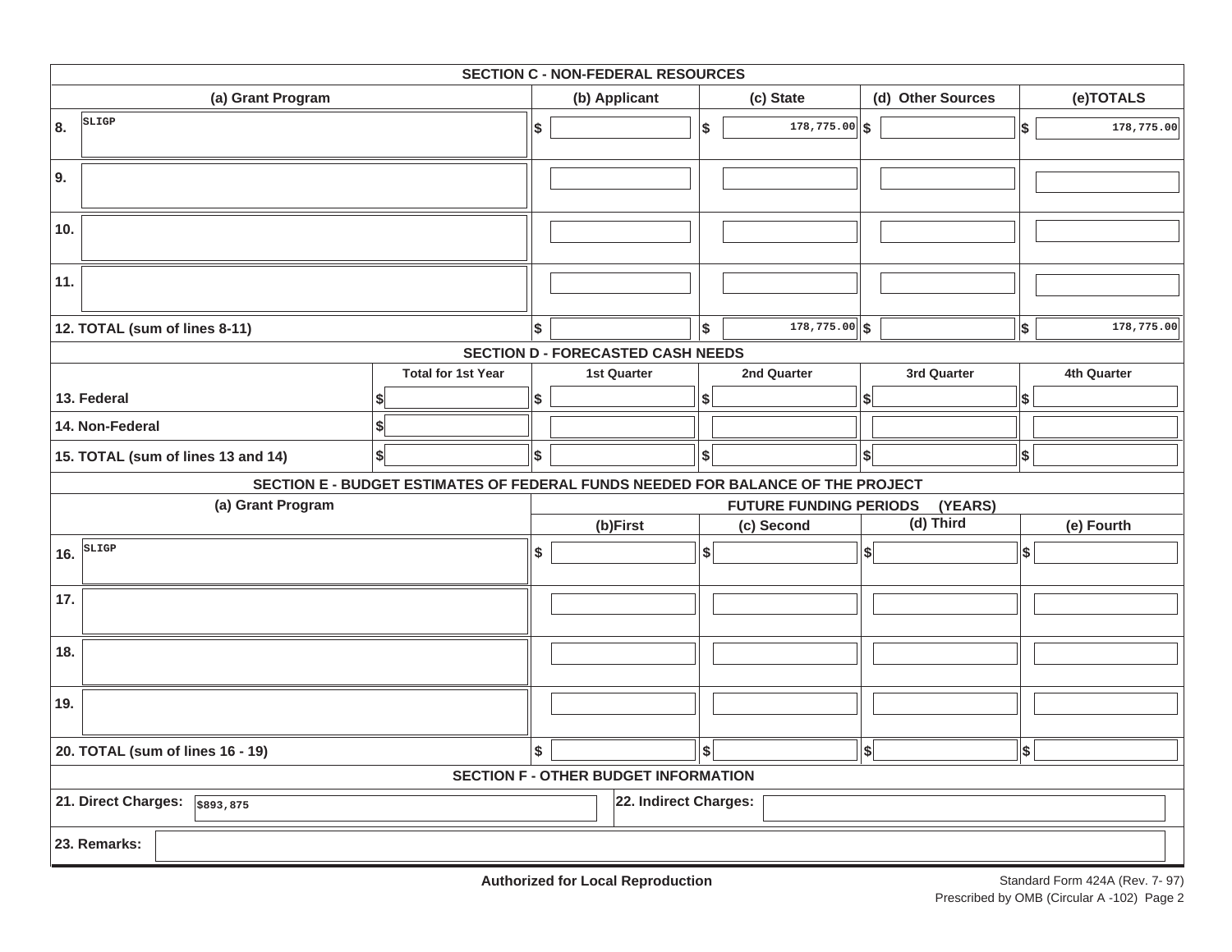## SECTION C - NON-FEDERAL RESOURCES

| (a) Grant Program | (b) Applicant | (c) State | (d) Other Sources | (e)TOTALS |
|---|---|---|---|---|
| 8. SLIGP | $ | $ 178,775.00 | $ | $ 178,775.00 |
| 9. | | | | |
| 10. | | | | |
| 11. | | | | |
| 12. TOTAL (sum of lines 8-11) | $ | $ 178,775.00 | $ | $ 178,775.00 |

## SECTION D - FORECASTED CASH NEEDS

| | Total for 1st Year | 1st Quarter | 2nd Quarter | 3rd Quarter | 4th Quarter |
|---|---|---|---|---|---|
| 13. Federal | $ | $ | $ | $ | $ |
| 14. Non-Federal | $ | | | | |
| 15. TOTAL (sum of lines 13 and 14) | $ | $ | $ | $ | $ |

## SECTION E - BUDGET ESTIMATES OF FEDERAL FUNDS NEEDED FOR BALANCE OF THE PROJECT

| (a) Grant Program | FUTURE FUNDING PERIODS (YEARS) | | | |
|---|---|---|---|---|
| | (b)First | (c) Second | (d) Third | (e) Fourth |
| 16. SLIGP | $ | $ | $ | $ |
| 17. | | | | |
| 18. | | | | |
| 19. | | | | |
| 20. TOTAL (sum of lines 16 - 19) | $ | $ | $ | $ |

## SECTION F - OTHER BUDGET INFORMATION

21. Direct Charges: $893,875

22. Indirect Charges:

23. Remarks:

**Authorized for Local Reproduction**

Standard Form 424A (Rev. 7- 97)
Prescribed by OMB (Circular A -102) Page 2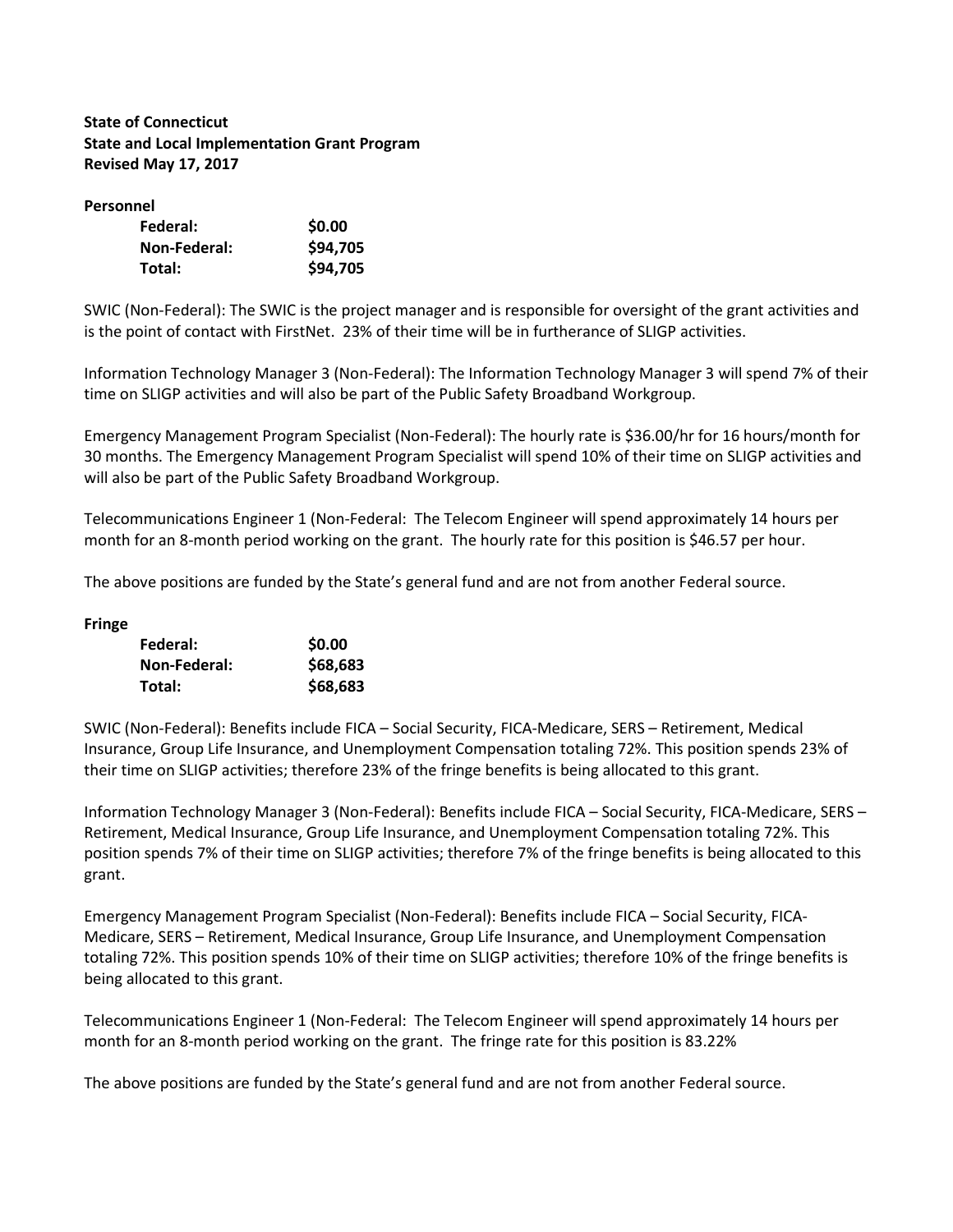**State of Connecticut**
**State and Local Implementation Grant Program**
**Revised May 17, 2017**

**Personnel**

| | |
|---|---|
| **Federal:** | **$0.00** |
| **Non-Federal:** | **$94,705** |
| **Total:** | **$94,705** |

SWIC (Non-Federal): The SWIC is the project manager and is responsible for oversight of the grant activities and is the point of contact with FirstNet. 23% of their time will be in furtherance of SLIGP activities.

Information Technology Manager 3 (Non-Federal): The Information Technology Manager 3 will spend 7% of their time on SLIGP activities and will also be part of the Public Safety Broadband Workgroup.

Emergency Management Program Specialist (Non-Federal): The hourly rate is $36.00/hr for 16 hours/month for 30 months. The Emergency Management Program Specialist will spend 10% of their time on SLIGP activities and will also be part of the Public Safety Broadband Workgroup.

Telecommunications Engineer 1 (Non-Federal: The Telecom Engineer will spend approximately 14 hours per month for an 8-month period working on the grant. The hourly rate for this position is $46.57 per hour.

The above positions are funded by the State's general fund and are not from another Federal source.

**Fringe**

| | |
|---|---|
| **Federal:** | **$0.00** |
| **Non-Federal:** | **$68,683** |
| **Total:** | **$68,683** |

SWIC (Non-Federal): Benefits include FICA – Social Security, FICA-Medicare, SERS – Retirement, Medical Insurance, Group Life Insurance, and Unemployment Compensation totaling 72%. This position spends 23% of their time on SLIGP activities; therefore 23% of the fringe benefits is being allocated to this grant.

Information Technology Manager 3 (Non-Federal): Benefits include FICA – Social Security, FICA-Medicare, SERS – Retirement, Medical Insurance, Group Life Insurance, and Unemployment Compensation totaling 72%. This position spends 7% of their time on SLIGP activities; therefore 7% of the fringe benefits is being allocated to this grant.

Emergency Management Program Specialist (Non-Federal): Benefits include FICA – Social Security, FICA-Medicare, SERS – Retirement, Medical Insurance, Group Life Insurance, and Unemployment Compensation totaling 72%. This position spends 10% of their time on SLIGP activities; therefore 10% of the fringe benefits is being allocated to this grant.

Telecommunications Engineer 1 (Non-Federal: The Telecom Engineer will spend approximately 14 hours per month for an 8-month period working on the grant. The fringe rate for this position is 83.22%

The above positions are funded by the State's general fund and are not from another Federal source.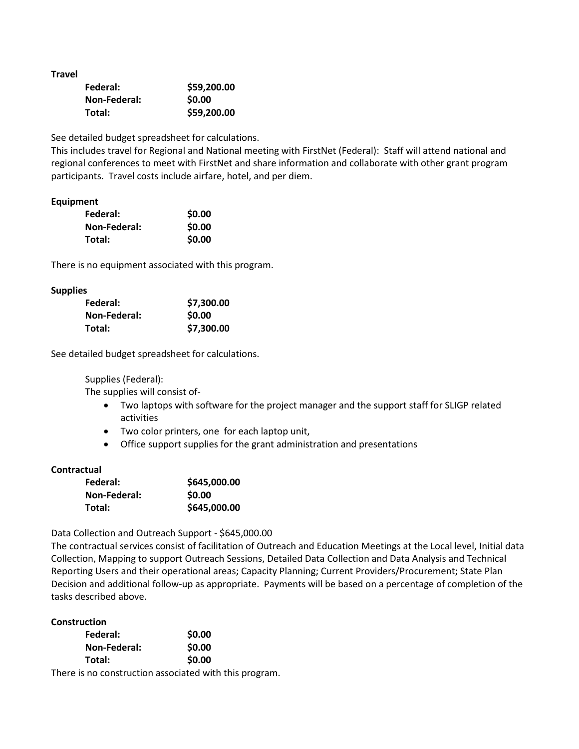**Travel**

| | |
|---|---|
| **Federal:** | **$59,200.00** |
| **Non-Federal:** | **$0.00** |
| **Total:** | **$59,200.00** |

See detailed budget spreadsheet for calculations.
This includes travel for Regional and National meeting with FirstNet (Federal): Staff will attend national and regional conferences to meet with FirstNet and share information and collaborate with other grant program participants. Travel costs include airfare, hotel, and per diem.

**Equipment**

| | |
|---|---|
| **Federal:** | **$0.00** |
| **Non-Federal:** | **$0.00** |
| **Total:** | **$0.00** |

There is no equipment associated with this program.

**Supplies**

| | |
|---|---|
| **Federal:** | **$7,300.00** |
| **Non-Federal:** | **$0.00** |
| **Total:** | **$7,300.00** |

See detailed budget spreadsheet for calculations.

Supplies (Federal):
The supplies will consist of-

- Two laptops with software for the project manager and the support staff for SLIGP related activities
- Two color printers, one for each laptop unit,
- Office support supplies for the grant administration and presentations

**Contractual**

| | |
|---|---|
| **Federal:** | **$645,000.00** |
| **Non-Federal:** | **$0.00** |
| **Total:** | **$645,000.00** |

Data Collection and Outreach Support - $645,000.00
The contractual services consist of facilitation of Outreach and Education Meetings at the Local level, Initial data Collection, Mapping to support Outreach Sessions, Detailed Data Collection and Data Analysis and Technical Reporting Users and their operational areas; Capacity Planning; Current Providers/Procurement; State Plan Decision and additional follow-up as appropriate. Payments will be based on a percentage of completion of the tasks described above.

**Construction**

| | |
|---|---|
| **Federal:** | **$0.00** |
| **Non-Federal:** | **$0.00** |
| **Total:** | **$0.00** |

There is no construction associated with this program.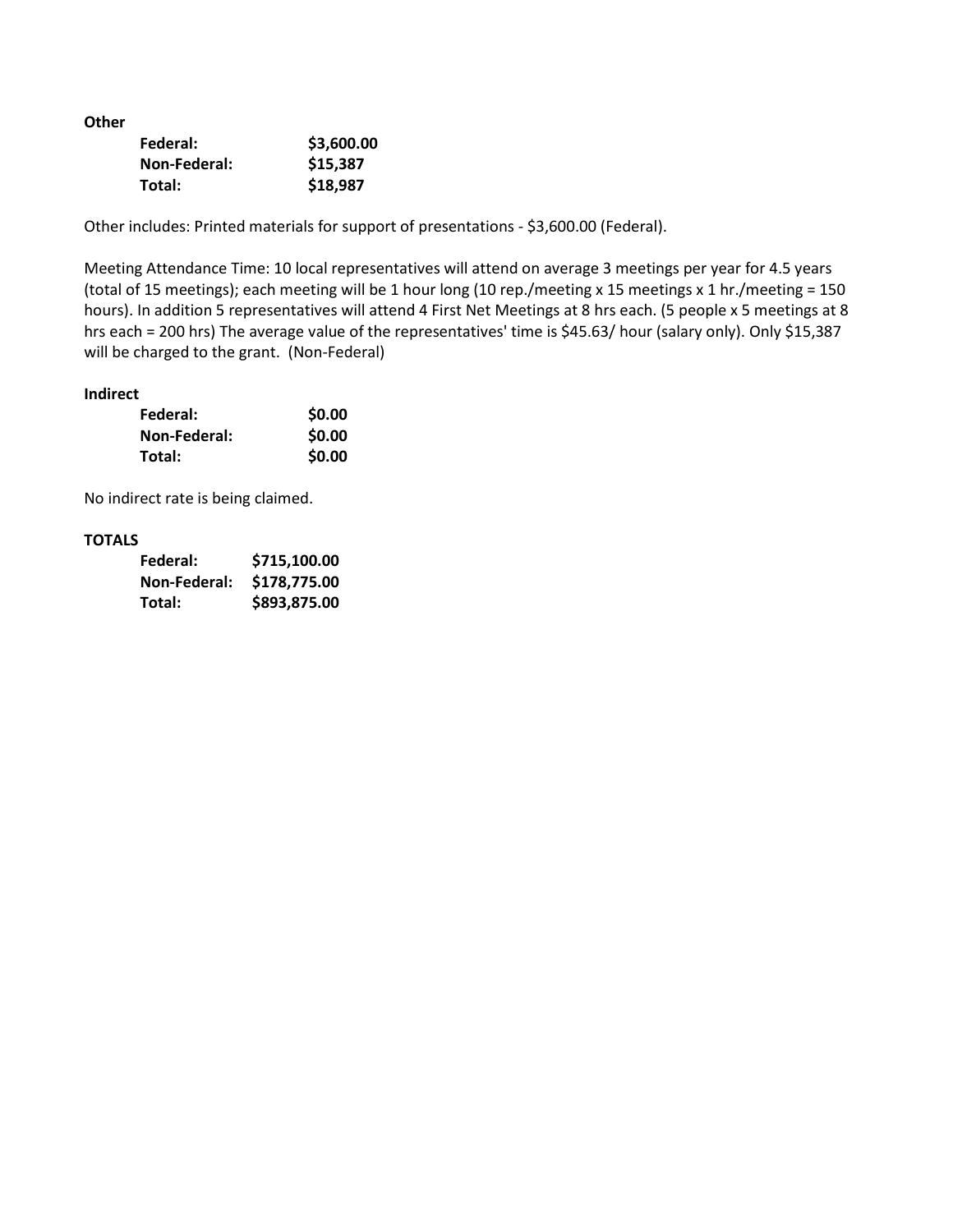**Other**

| | |
|---|---|
| **Federal:** | **$3,600.00** |
| **Non-Federal:** | **$15,387** |
| **Total:** | **$18,987** |

Other includes: Printed materials for support of presentations - $3,600.00 (Federal).

Meeting Attendance Time: 10 local representatives will attend on average 3 meetings per year for 4.5 years (total of 15 meetings); each meeting will be 1 hour long (10 rep./meeting x 15 meetings x 1 hr./meeting = 150 hours). In addition 5 representatives will attend 4 First Net Meetings at 8 hrs each. (5 people x 5 meetings at 8 hrs each = 200 hrs) The average value of the representatives' time is $45.63/ hour (salary only). Only $15,387 will be charged to the grant. (Non-Federal)

**Indirect**

| | |
|---|---|
| **Federal:** | **$0.00** |
| **Non-Federal:** | **$0.00** |
| **Total:** | **$0.00** |

No indirect rate is being claimed.

**TOTALS**

| | |
|---|---|
| **Federal:** | **$715,100.00** |
| **Non-Federal:** | **$178,775.00** |
| **Total:** | **$893,875.00** |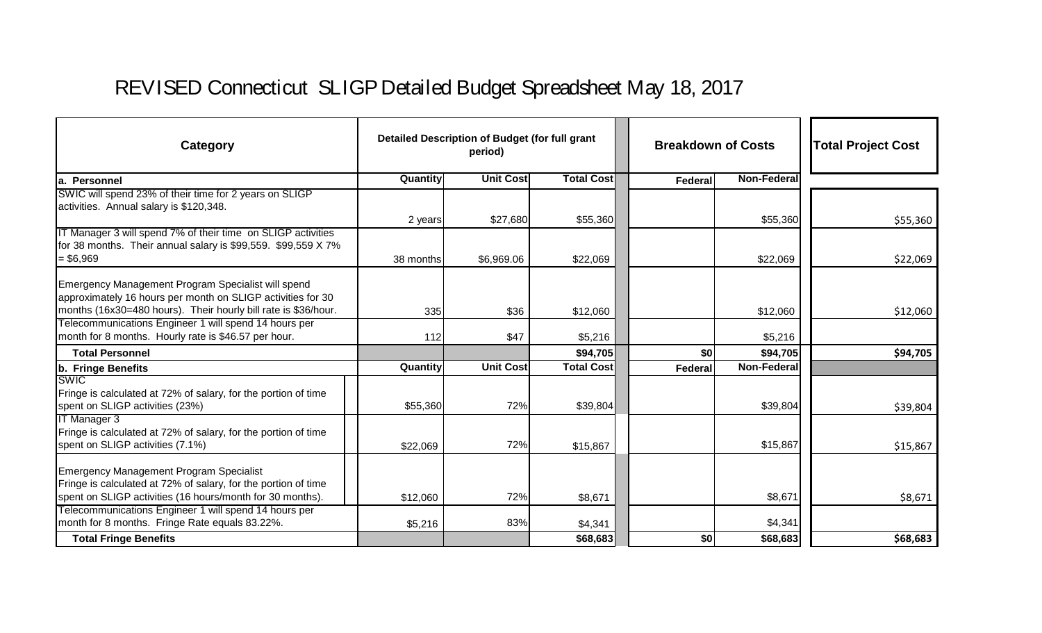# REVISED Connecticut SLIGP Detailed Budget Spreadsheet May 18, 2017

| Category | Detailed Description of Budget (for full grant period) | | | Breakdown of Costs | | Total Project Cost |
|---|---|---|---|---|---|---|
| **a. Personnel** | **Quantity** | **Unit Cost** | **Total Cost** | **Federal** | **Non-Federal** | |
| SWIC will spend 23% of their time for 2 years on SLIGP activities. Annual salary is $120,348. | 2 years | $27,680 | $55,360 | | $55,360 | $55,360 |
| IT Manager 3 will spend 7% of their time on SLIGP activities for 38 months. Their annual salary is $99,559. $99,559 X 7% = $6,969 | 38 months | $6,969.06 | $22,069 | | $22,069 | $22,069 |
| Emergency Management Program Specialist will spend approximately 16 hours per month on SLIGP activities for 30 months (16x30=480 hours). Their hourly bill rate is $36/hour. | 335 | $36 | $12,060 | | $12,060 | $12,060 |
| Telecommunications Engineer 1 will spend 14 hours per month for 8 months. Hourly rate is $46.57 per hour. | 112 | $47 | $5,216 | | $5,216 | |
| **Total Personnel** | | | **$94,705** | **$0** | **$94,705** | **$94,705** |
| **b. Fringe Benefits** | **Quantity** | **Unit Cost** | **Total Cost** | **Federal** | **Non-Federal** | |
| SWIC<br>Fringe is calculated at 72% of salary, for the portion of time spent on SLIGP activities (23%) | $55,360 | 72% | $39,804 | | $39,804 | $39,804 |
| IT Manager 3<br>Fringe is calculated at 72% of salary, for the portion of time spent on SLIGP activities (7.1%) | $22,069 | 72% | $15,867 | | $15,867 | $15,867 |
| Emergency Management Program Specialist<br>Fringe is calculated at 72% of salary, for the portion of time spent on SLIGP activities (16 hours/month for 30 months). | $12,060 | 72% | $8,671 | | $8,671 | $8,671 |
| Telecommunications Engineer 1 will spend 14 hours per month for 8 months. Fringe Rate equals 83.22%. | $5,216 | 83% | $4,341 | | $4,341 | |
| **Total Fringe Benefits** | | | **$68,683** | **$0** | **$68,683** | **$68,683** |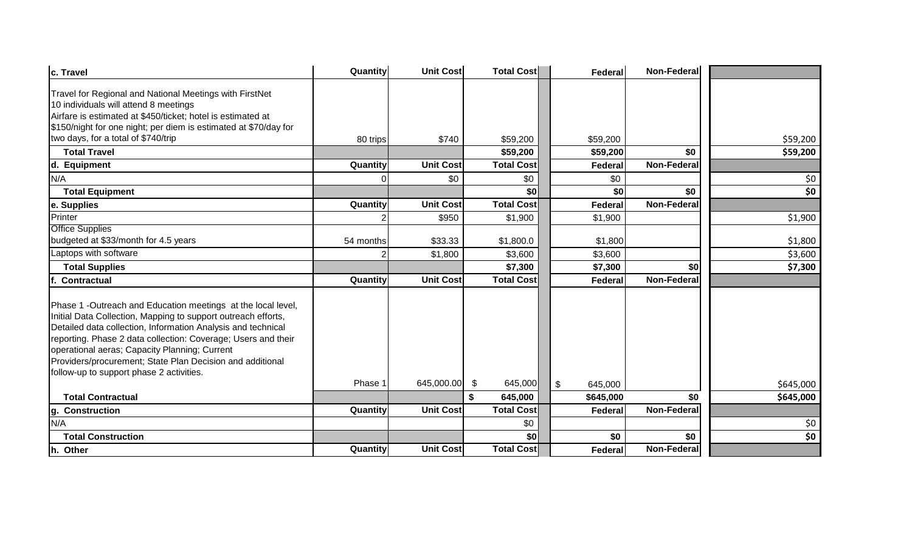| c. Travel | Quantity | Unit Cost | Total Cost | | Federal | Non-Federal | |
|---|---|---|---|---|---|---|---|
| Travel for Regional and National Meetings with FirstNet<br>10 individuals will attend 8 meetings<br>Airfare is estimated at $450/ticket; hotel is estimated at $150/night for one night; per diem is estimated at $70/day for two days, for a total of $740/trip | 80 trips | $740 | $59,200 | | $59,200 | | $59,200 |
| **Total Travel** | | | **$59,200** | | **$59,200** | **$0** | **$59,200** |
| **d. Equipment** | **Quantity** | **Unit Cost** | **Total Cost** | | **Federal** | **Non-Federal** | |
| N/A | 0 | $0 | $0 | | $0 | | $0 |
| **Total Equipment** | | | **$0** | | **$0** | **$0** | **$0** |
| **e. Supplies** | **Quantity** | **Unit Cost** | **Total Cost** | | **Federal** | **Non-Federal** | |
| Printer | 2 | $950 | $1,900 | | $1,900 | | $1,900 |
| Office Supplies<br>budgeted at $33/month for 4.5 years | 54 months | $33.33 | $1,800.0 | | $1,800 | | $1,800 |
| Laptops with software | 2 | $1,800 | $3,600 | | $3,600 | | $3,600 |
| **Total Supplies** | | | **$7,300** | | **$7,300** | **$0** | **$7,300** |
| **f. Contractual** | **Quantity** | **Unit Cost** | **Total Cost** | | **Federal** | **Non-Federal** | |
| Phase 1 -Outreach and Education meetings at the local level, Initial Data Collection, Mapping to support outreach efforts, Detailed data collection, Information Analysis and technical reporting. Phase 2 data collection: Coverage; Users and their operational aeras; Capacity Planning; Current Providers/procurement; State Plan Decision and additional follow-up to support phase 2 activities. | Phase 1 | 645,000.00 | $ 645,000 | | $ 645,000 | | $645,000 |
| **Total Contractual** | | | **$ 645,000** | | **$645,000** | **$0** | **$645,000** |
| **g. Construction** | **Quantity** | **Unit Cost** | **Total Cost** | | **Federal** | **Non-Federal** | |
| N/A | | | $0 | | | | $0 |
| **Total Construction** | | | **$0** | | **$0** | **$0** | **$0** |
| **h. Other** | **Quantity** | **Unit Cost** | **Total Cost** | | **Federal** | **Non-Federal** | |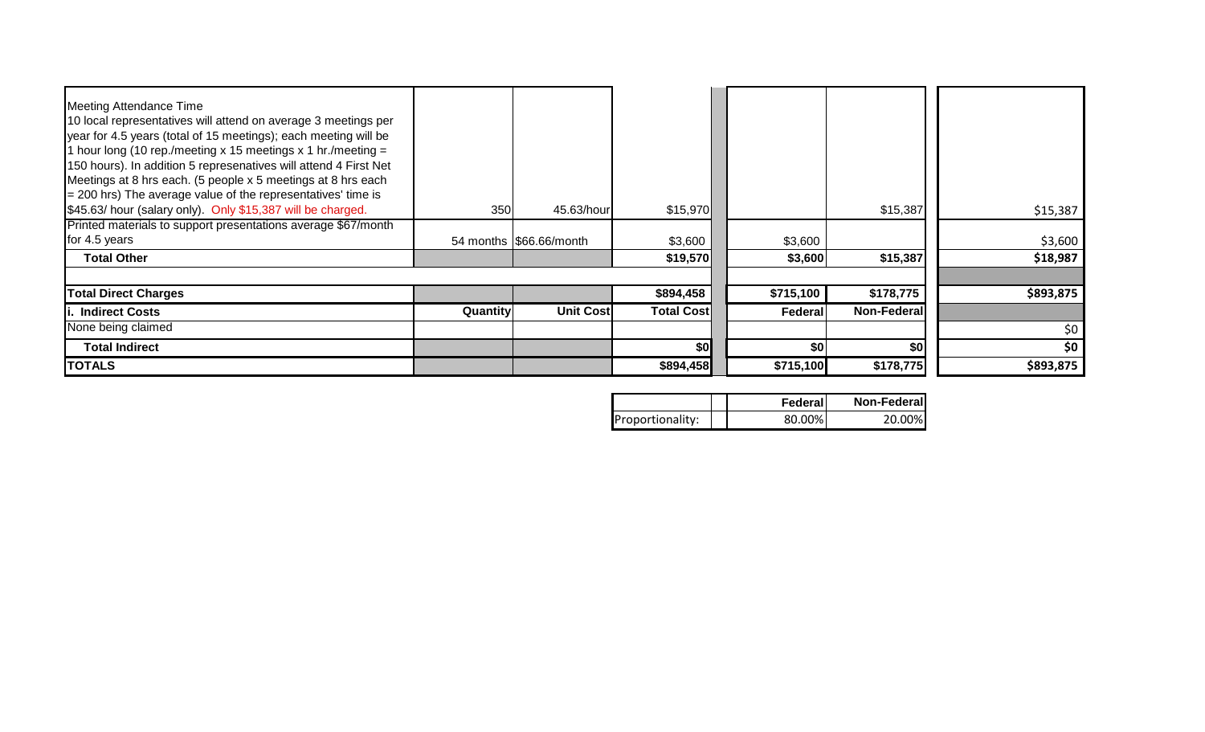| | | | | | | | |
|---|---|---|---|---|---|---|---|
| Meeting Attendance Time<br>10 local representatives will attend on average 3 meetings per year for 4.5 years (total of 15 meetings); each meeting will be 1 hour long (10 rep./meeting x 15 meetings x 1 hr./meeting = 150 hours). In addition 5 represenatives will attend 4 First Net Meetings at 8 hrs each. (5 people x 5 meetings at 8 hrs each = 200 hrs) The average value of the representatives' time is $45.63/ hour (salary only). Only $15,387 will be charged. | 350 | 45.63/hour | $15,970 | | | $15,387 | $15,387 |
| Printed materials to support presentations average $67/month for 4.5 years | 54 months | $66.66/month | $3,600 | | $3,600 | | $3,600 |
| **Total Other** | | | **$19,570** | | **$3,600** | **$15,387** | **$18,987** |
| | | | | | | | |
| **Total Direct Charges** | | | **$894,458** | | **$715,100** | **$178,775** | **$893,875** |
| **i. Indirect Costs** | **Quantity** | **Unit Cost** | **Total Cost** | | **Federal** | **Non-Federal** | |
| None being claimed | | | | | | | $0 |
| **Total Indirect** | | | **$0** | | **$0** | **$0** | **$0** |
| **TOTALS** | | | **$894,458** | | **$715,100** | **$178,775** | **$893,875** |

| | | Federal | Non-Federal |
|---|---|---|---|
| Proportionality: | | 80.00% | 20.00% |